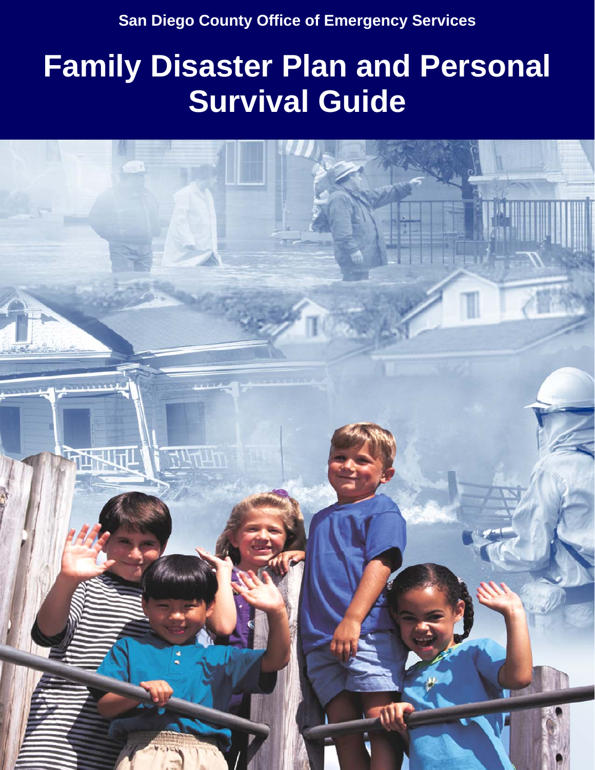San Diego County Office of Emergency Services

# Family Disaster Plan and Personal Survival Guide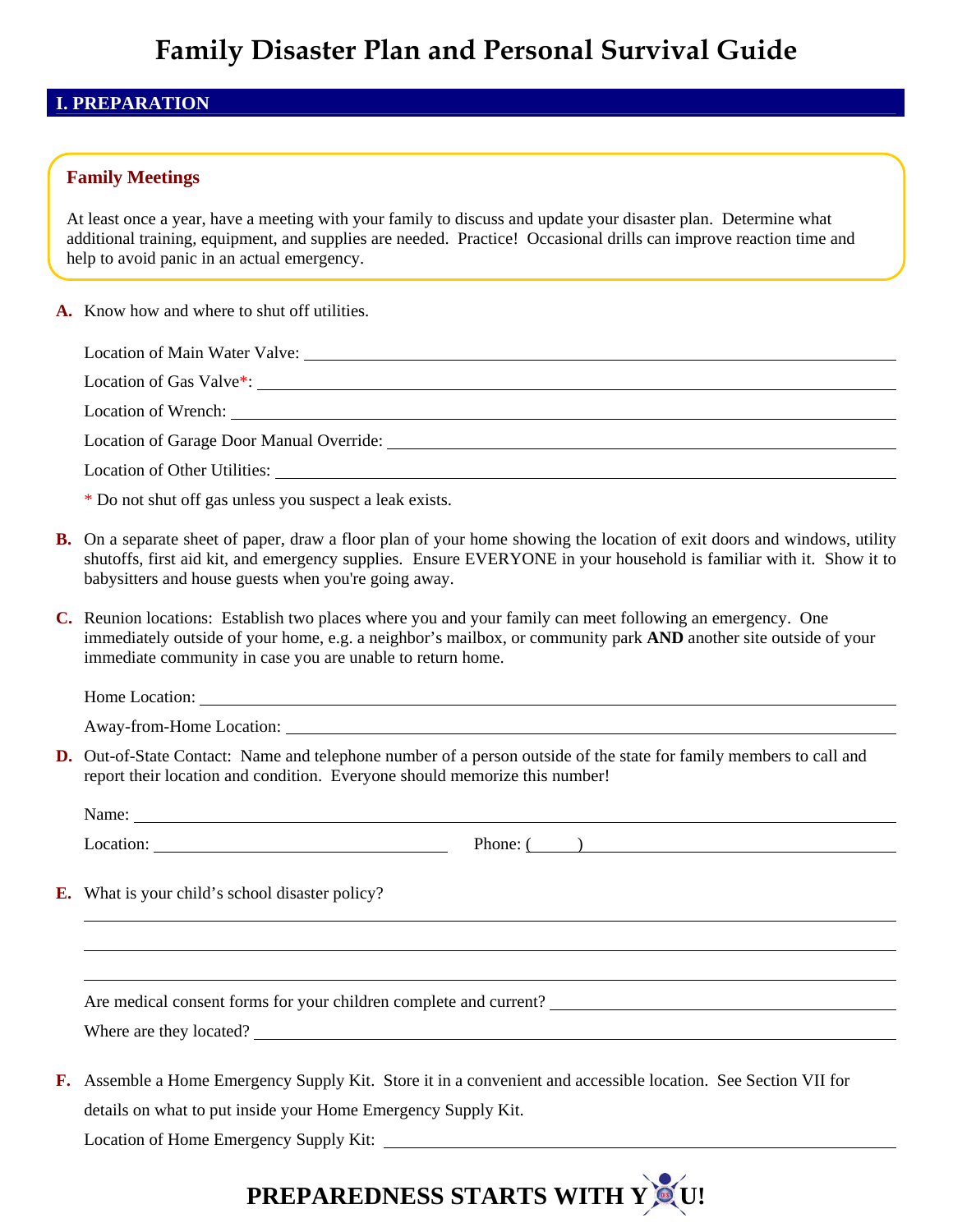# Family Disaster Plan and Personal Survival Guide

## I. PREPARATION

### Family Meetings

At least once a year, have a meeting with your family to discuss and update your disaster plan. Determine what additional training, equipment, and supplies are needed. Practice! Occasional drills can improve reaction time and help to avoid panic in an actual emergency.

**A.** Know how and where to shut off utilities.

Location of Main Water Valve: ______________________________

Location of Gas Valve*: ______________________________

Location of Wrench: ______________________________

Location of Garage Door Manual Override: ______________________________

Location of Other Utilities: ______________________________

* Do not shut off gas unless you suspect a leak exists.

**B.** On a separate sheet of paper, draw a floor plan of your home showing the location of exit doors and windows, utility shutoffs, first aid kit, and emergency supplies. Ensure EVERYONE in your household is familiar with it. Show it to babysitters and house guests when you're going away.

**C.** Reunion locations: Establish two places where you and your family can meet following an emergency. One immediately outside of your home, e.g. a neighbor's mailbox, or community park **AND** another site outside of your immediate community in case you are unable to return home.

Home Location: ______________________________

Away-from-Home Location: ______________________________

**D.** Out-of-State Contact: Name and telephone number of a person outside of the state for family members to call and report their location and condition. Everyone should memorize this number!

Name: ______________________________

Location: ____________________ Phone: (      ) ____________________

**E.** What is your child's school disaster policy?

______________________________

______________________________

______________________________

Are medical consent forms for your children complete and current? ______________________________

Where are they located? ______________________________

**F.** Assemble a Home Emergency Supply Kit. Store it in a convenient and accessible location. See Section VII for details on what to put inside your Home Emergency Supply Kit.

Location of Home Emergency Supply Kit: ______________________________

**PREPAREDNESS STARTS WITH YOU!**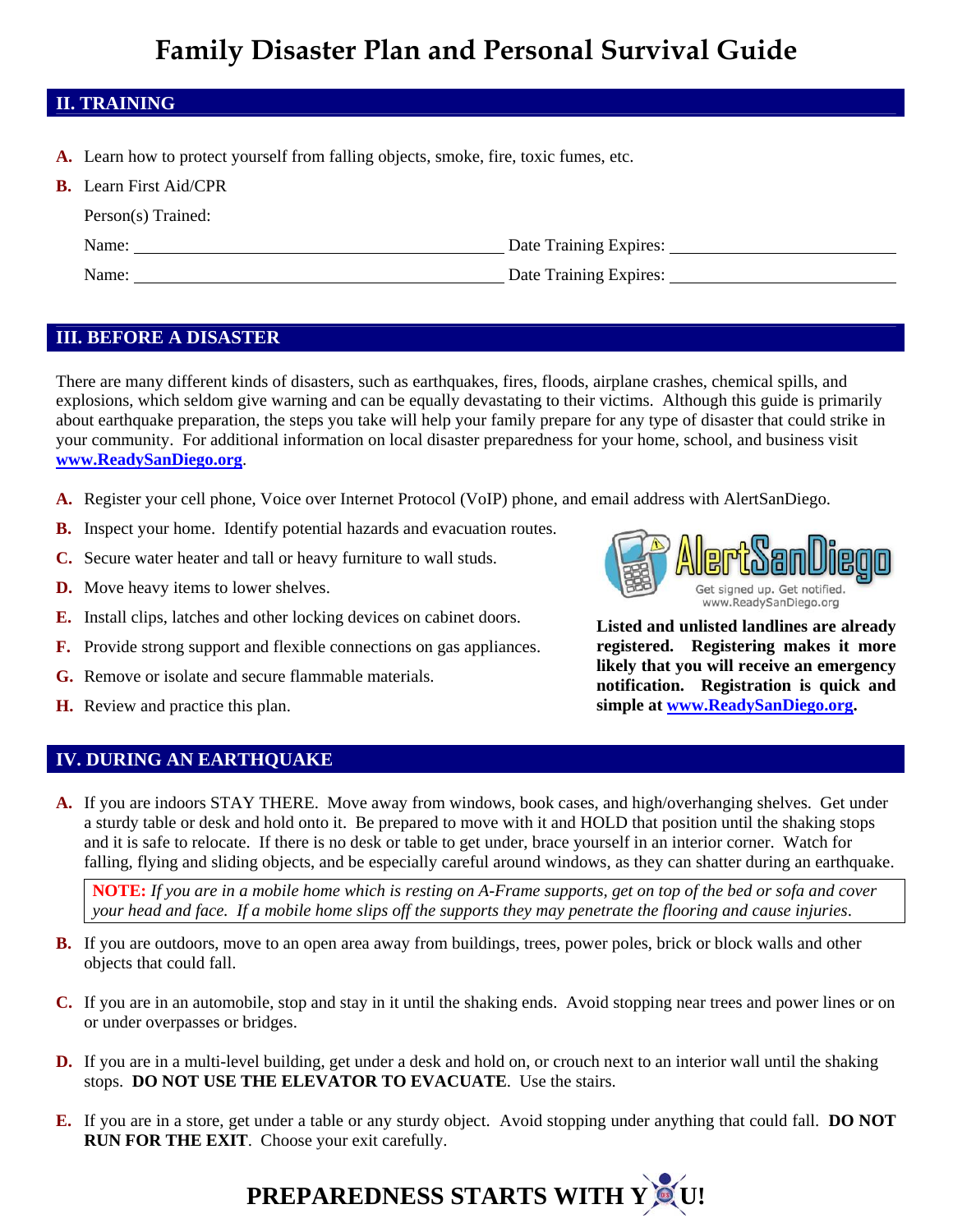# Family Disaster Plan and Personal Survival Guide

## II. TRAINING

**A.** Learn how to protect yourself from falling objects, smoke, fire, toxic fumes, etc.

**B.** Learn First Aid/CPR

Person(s) Trained:

Name: ______________________________ Date Training Expires: ____________________

Name: ______________________________ Date Training Expires: ____________________

## III. BEFORE A DISASTER

There are many different kinds of disasters, such as earthquakes, fires, floods, airplane crashes, chemical spills, and explosions, which seldom give warning and can be equally devastating to their victims. Although this guide is primarily about earthquake preparation, the steps you take will help your family prepare for any type of disaster that could strike in your community. For additional information on local disaster preparedness for your home, school, and business visit **www.ReadySanDiego.org**.

**A.** Register your cell phone, Voice over Internet Protocol (VoIP) phone, and email address with AlertSanDiego.

**B.** Inspect your home. Identify potential hazards and evacuation routes.

**C.** Secure water heater and tall or heavy furniture to wall studs.

**D.** Move heavy items to lower shelves.

**E.** Install clips, latches and other locking devices on cabinet doors.

**F.** Provide strong support and flexible connections on gas appliances.

**G.** Remove or isolate and secure flammable materials.

**H.** Review and practice this plan.

AlertSanDiego — Get signed up. Get notified. www.ReadySanDiego.org

**Listed and unlisted landlines are already registered. Registering makes it more likely that you will receive an emergency notification. Registration is quick and simple at www.ReadySanDiego.org.**

## IV. DURING AN EARTHQUAKE

**A.** If you are indoors STAY THERE. Move away from windows, book cases, and high/overhanging shelves. Get under a sturdy table or desk and hold onto it. Be prepared to move with it and HOLD that position until the shaking stops and it is safe to relocate. If there is no desk or table to get under, brace yourself in an interior corner. Watch for falling, flying and sliding objects, and be especially careful around windows, as they can shatter during an earthquake.

> **NOTE:** *If you are in a mobile home which is resting on A-Frame supports, get on top of the bed or sofa and cover your head and face. If a mobile home slips off the supports they may penetrate the flooring and cause injuries*.

**B.** If you are outdoors, move to an open area away from buildings, trees, power poles, brick or block walls and other objects that could fall.

**C.** If you are in an automobile, stop and stay in it until the shaking ends. Avoid stopping near trees and power lines or on or under overpasses or bridges.

**D.** If you are in a multi-level building, get under a desk and hold on, or crouch next to an interior wall until the shaking stops. **DO NOT USE THE ELEVATOR TO EVACUATE**. Use the stairs.

**E.** If you are in a store, get under a table or any sturdy object. Avoid stopping under anything that could fall. **DO NOT RUN FOR THE EXIT**. Choose your exit carefully.

**PREPAREDNESS STARTS WITH YOU!**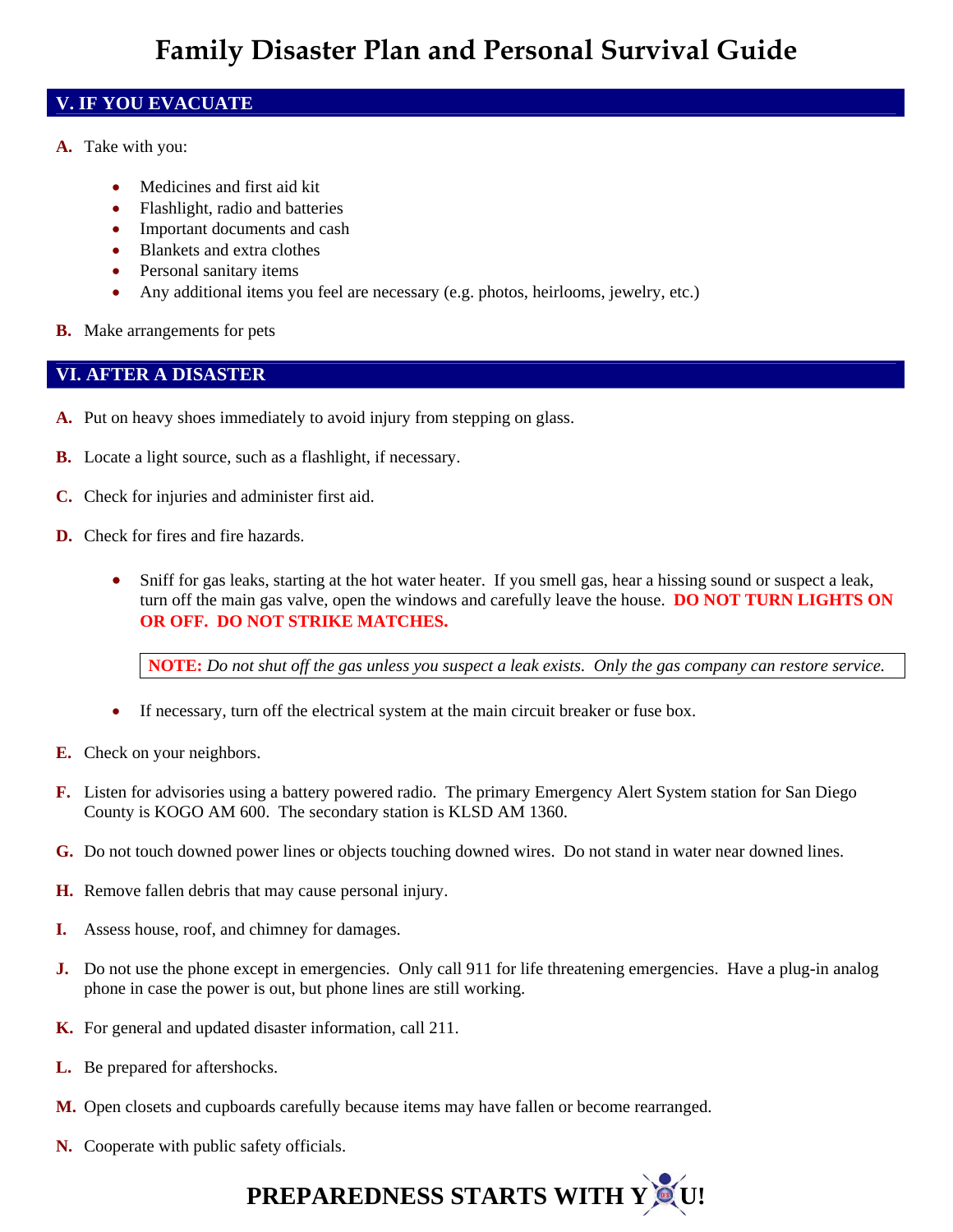# Family Disaster Plan and Personal Survival Guide

## V. IF YOU EVACUATE

**A.** Take with you:

- Medicines and first aid kit
- Flashlight, radio and batteries
- Important documents and cash
- Blankets and extra clothes
- Personal sanitary items
- Any additional items you feel are necessary (e.g. photos, heirlooms, jewelry, etc.)

**B.** Make arrangements for pets

## VI. AFTER A DISASTER

**A.** Put on heavy shoes immediately to avoid injury from stepping on glass.

**B.** Locate a light source, such as a flashlight, if necessary.

**C.** Check for injuries and administer first aid.

**D.** Check for fires and fire hazards.

- Sniff for gas leaks, starting at the hot water heater. If you smell gas, hear a hissing sound or suspect a leak, turn off the main gas valve, open the windows and carefully leave the house. **DO NOT TURN LIGHTS ON OR OFF. DO NOT STRIKE MATCHES.**

  > **NOTE:** *Do not shut off the gas unless you suspect a leak exists. Only the gas company can restore service.*

- If necessary, turn off the electrical system at the main circuit breaker or fuse box.

**E.** Check on your neighbors.

**F.** Listen for advisories using a battery powered radio. The primary Emergency Alert System station for San Diego County is KOGO AM 600. The secondary station is KLSD AM 1360.

**G.** Do not touch downed power lines or objects touching downed wires. Do not stand in water near downed lines.

**H.** Remove fallen debris that may cause personal injury.

**I.** Assess house, roof, and chimney for damages.

**J.** Do not use the phone except in emergencies. Only call 911 for life threatening emergencies. Have a plug-in analog phone in case the power is out, but phone lines are still working.

**K.** For general and updated disaster information, call 211.

**L.** Be prepared for aftershocks.

**M.** Open closets and cupboards carefully because items may have fallen or become rearranged.

**N.** Cooperate with public safety officials.

**PREPAREDNESS STARTS WITH YOU!**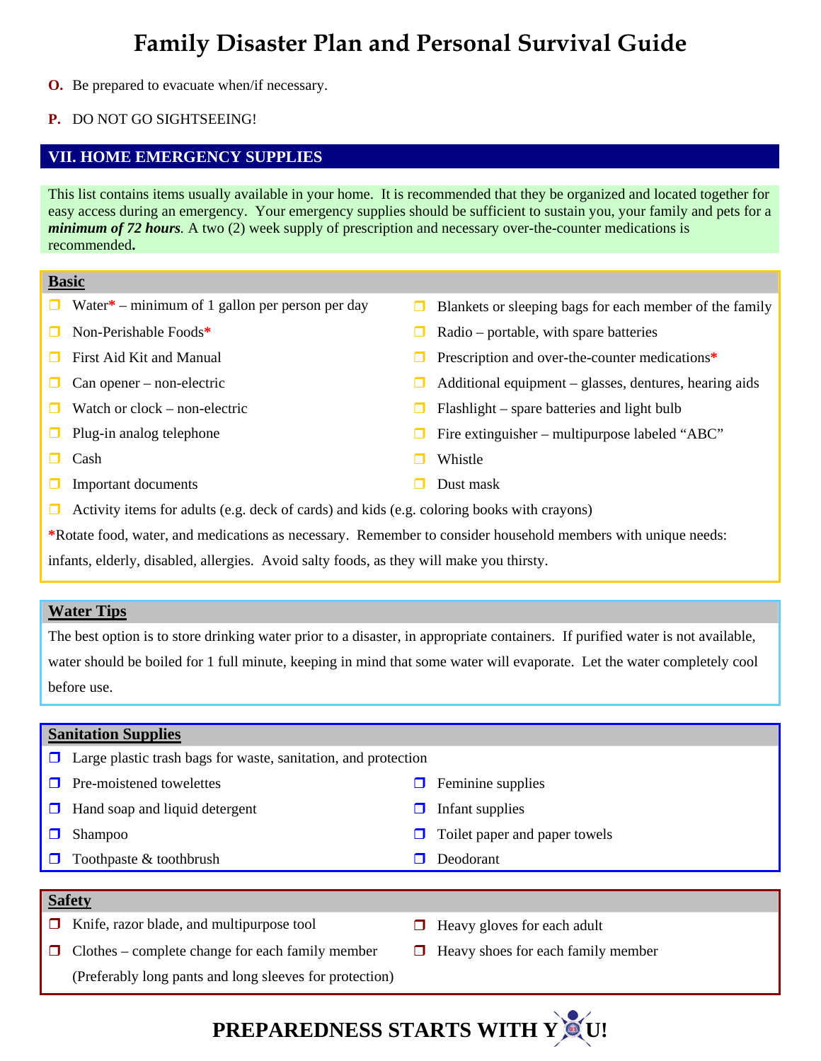# Family Disaster Plan and Personal Survival Guide

**O.** Be prepared to evacuate when/if necessary.

**P.** DO NOT GO SIGHTSEEING!

## VII. HOME EMERGENCY SUPPLIES

This list contains items usually available in your home. It is recommended that they be organized and located together for easy access during an emergency. Your emergency supplies should be sufficient to sustain you, your family and pets for a ***minimum of 72 hours***. A two (2) week supply of prescription and necessary over-the-counter medications is recommended**.**

### Basic

- ❐ Water* – minimum of 1 gallon per person per day
- ❐ Non-Perishable Foods*
- ❐ First Aid Kit and Manual
- ❐ Can opener – non-electric
- ❐ Watch or clock – non-electric
- ❐ Plug-in analog telephone
- ❐ Cash
- ❐ Important documents
- ❐ Blankets or sleeping bags for each member of the family
- ❐ Radio – portable, with spare batteries
- ❐ Prescription and over-the-counter medications*
- ❐ Additional equipment – glasses, dentures, hearing aids
- ❐ Flashlight – spare batteries and light bulb
- ❐ Fire extinguisher – multipurpose labeled "ABC"
- ❐ Whistle
- ❐ Dust mask
- ❐ Activity items for adults (e.g. deck of cards) and kids (e.g. coloring books with crayons)

*Rotate food, water, and medications as necessary. Remember to consider household members with unique needs: infants, elderly, disabled, allergies. Avoid salty foods, as they will make you thirsty.

### Water Tips

The best option is to store drinking water prior to a disaster, in appropriate containers. If purified water is not available, water should be boiled for 1 full minute, keeping in mind that some water will evaporate. Let the water completely cool before use.

### Sanitation Supplies

- ❐ Large plastic trash bags for waste, sanitation, and protection
- ❐ Pre-moistened towelettes
- ❐ Hand soap and liquid detergent
- ❐ Shampoo
- ❐ Toothpaste & toothbrush
- ❐ Feminine supplies
- ❐ Infant supplies
- ❐ Toilet paper and paper towels
- ❐ Deodorant

### Safety

- ❐ Knife, razor blade, and multipurpose tool
- ❐ Clothes – complete change for each family member (Preferably long pants and long sleeves for protection)
- ❐ Heavy gloves for each adult
- ❐ Heavy shoes for each family member

**PREPAREDNESS STARTS WITH YOU!**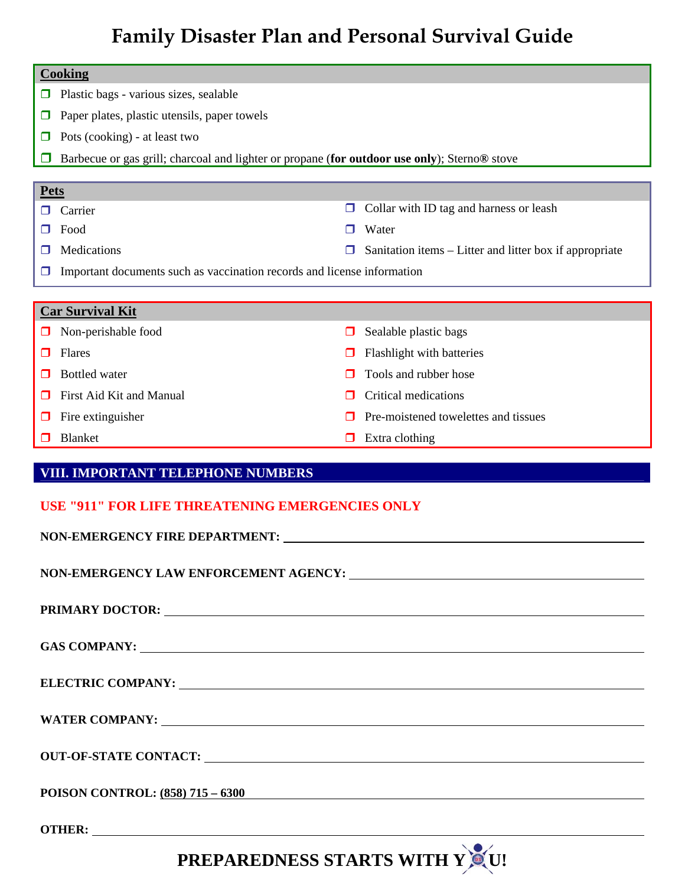# Family Disaster Plan and Personal Survival Guide

**Cooking**

- ❒ Plastic bags - various sizes, sealable
- ❒ Paper plates, plastic utensils, paper towels
- ❒ Pots (cooking) - at least two
- ❒ Barbecue or gas grill; charcoal and lighter or propane (**for outdoor use only**); Sterno® stove

**Pets**

- ❒ Carrier
- ❒ Food
- ❒ Medications
- ❒ Collar with ID tag and harness or leash
- ❒ Water
- ❒ Sanitation items – Litter and litter box if appropriate
- ❒ Important documents such as vaccination records and license information

**Car Survival Kit**

- ❒ Non-perishable food
- ❒ Flares
- ❒ Bottled water
- ❒ First Aid Kit and Manual
- ❒ Fire extinguisher
- ❒ Blanket
- ❒ Sealable plastic bags
- ❒ Flashlight with batteries
- ❒ Tools and rubber hose
- ❒ Critical medications
- ❒ Pre-moistened towelettes and tissues
- ❒ Extra clothing

## VIII. IMPORTANT TELEPHONE NUMBERS

**USE "911" FOR LIFE THREATENING EMERGENCIES ONLY**

**NON-EMERGENCY FIRE DEPARTMENT:** ______________________________

**NON-EMERGENCY LAW ENFORCEMENT AGENCY:** ______________________________

**PRIMARY DOCTOR:** ______________________________

**GAS COMPANY:** ______________________________

**ELECTRIC COMPANY:** ______________________________

**WATER COMPANY:** ______________________________

**OUT-OF-STATE CONTACT:** ______________________________

**POISON CONTROL: (858) 715 – 6300**

**OTHER:** ______________________________

**PREPAREDNESS STARTS WITH YOU!**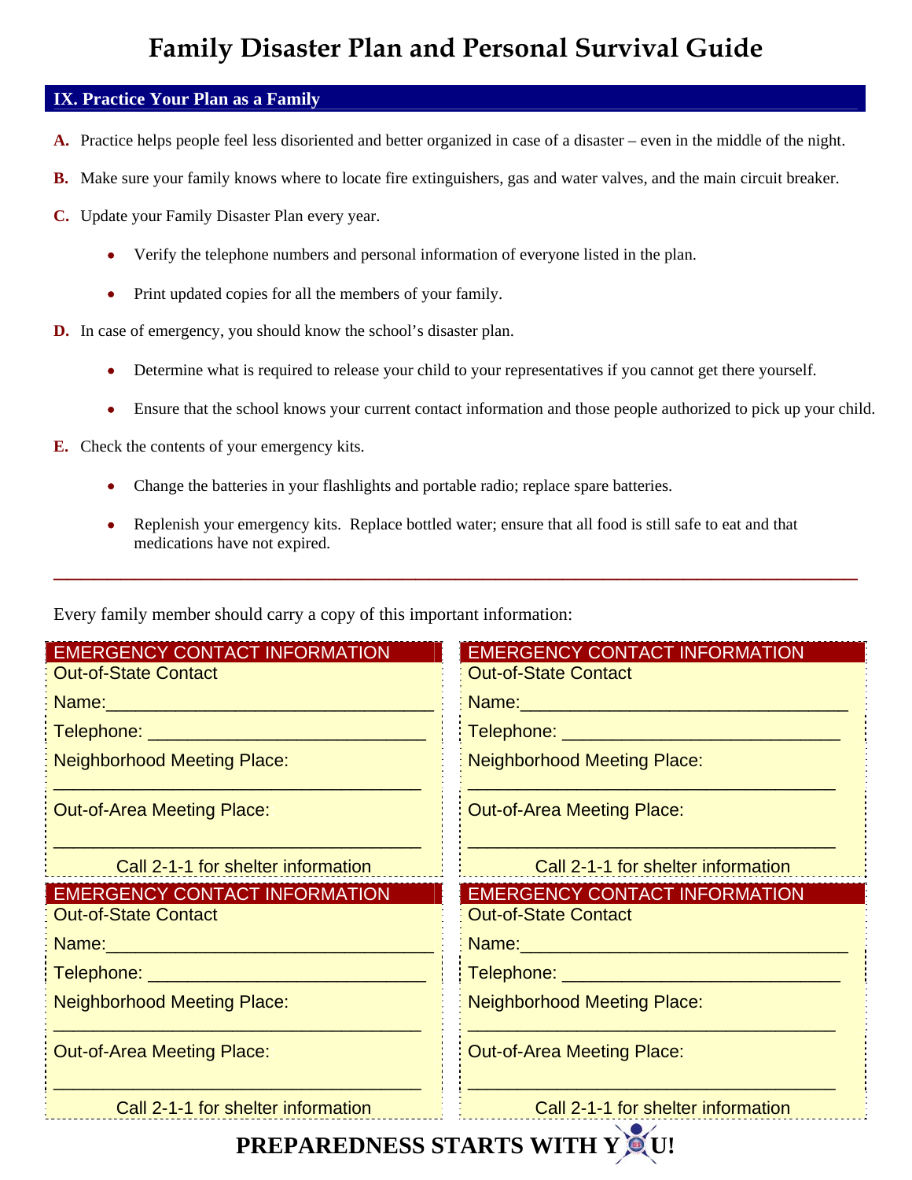# Family Disaster Plan and Personal Survival Guide

## IX. Practice Your Plan as a Family

**A.** Practice helps people feel less disoriented and better organized in case of a disaster – even in the middle of the night.

**B.** Make sure your family knows where to locate fire extinguishers, gas and water valves, and the main circuit breaker.

**C.** Update your Family Disaster Plan every year.

- Verify the telephone numbers and personal information of everyone listed in the plan.
- Print updated copies for all the members of your family.

**D.** In case of emergency, you should know the school's disaster plan.

- Determine what is required to release your child to your representatives if you cannot get there yourself.
- Ensure that the school knows your current contact information and those people authorized to pick up your child.

**E.** Check the contents of your emergency kits.

- Change the batteries in your flashlights and portable radio; replace spare batteries.
- Replenish your emergency kits. Replace bottled water; ensure that all food is still safe to eat and that medications have not expired.

---

Every family member should carry a copy of this important information:

**EMERGENCY CONTACT INFORMATION**

Out-of-State Contact

Name:_________________________________

Telephone: _____________________________

Neighborhood Meeting Place:

_______________________________________

Out-of-Area Meeting Place:

_______________________________________

Call 2-1-1 for shelter information

**EMERGENCY CONTACT INFORMATION**

Out-of-State Contact

Name:_________________________________

Telephone: _____________________________

Neighborhood Meeting Place:

_______________________________________

Out-of-Area Meeting Place:

_______________________________________

Call 2-1-1 for shelter information

**EMERGENCY CONTACT INFORMATION**

Out-of-State Contact

Name:_________________________________

Telephone: _____________________________

Neighborhood Meeting Place:

_______________________________________

Out-of-Area Meeting Place:

_______________________________________

Call 2-1-1 for shelter information

**EMERGENCY CONTACT INFORMATION**

Out-of-State Contact

Name:_________________________________

Telephone: _____________________________

Neighborhood Meeting Place:

_______________________________________

Out-of-Area Meeting Place:

_______________________________________

Call 2-1-1 for shelter information

**PREPAREDNESS STARTS WITH YOU!**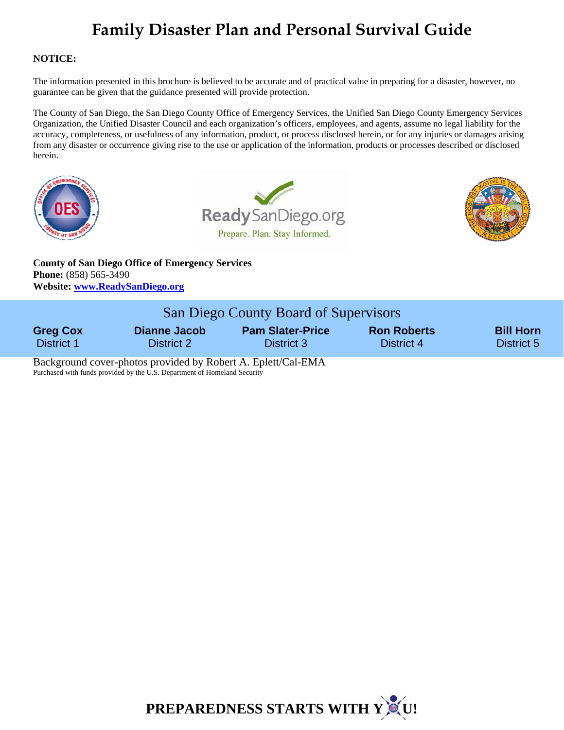# Family Disaster Plan and Personal Survival Guide

**NOTICE:**

The information presented in this brochure is believed to be accurate and of practical value in preparing for a disaster, however, no guarantee can be given that the guidance presented will provide protection.

The County of San Diego, the San Diego County Office of Emergency Services, the Unified San Diego County Emergency Services Organization, the Unified Disaster Council and each organization's officers, employees, and agents, assume no legal liability for the accuracy, completeness, or usefulness of any information, product, or process disclosed herein, or for any injuries or damages arising from any disaster or occurrence giving rise to the use or application of the information, products or processes described or disclosed herein.

**County of San Diego Office of Emergency Services**
**Phone:** (858) 565-3490
**Website:** **www.ReadySanDiego.org**

## San Diego County Board of Supervisors

| | | | | |
|---|---|---|---|---|
| **Greg Cox** | **Dianne Jacob** | **Pam Slater-Price** | **Ron Roberts** | **Bill Horn** |
| District 1 | District 2 | District 3 | District 4 | District 5 |

Background cover-photos provided by Robert A. Eplett/Cal-EMA
Purchased with funds provided by the U.S. Department of Homeland Security

**PREPAREDNESS STARTS WITH YOU!**